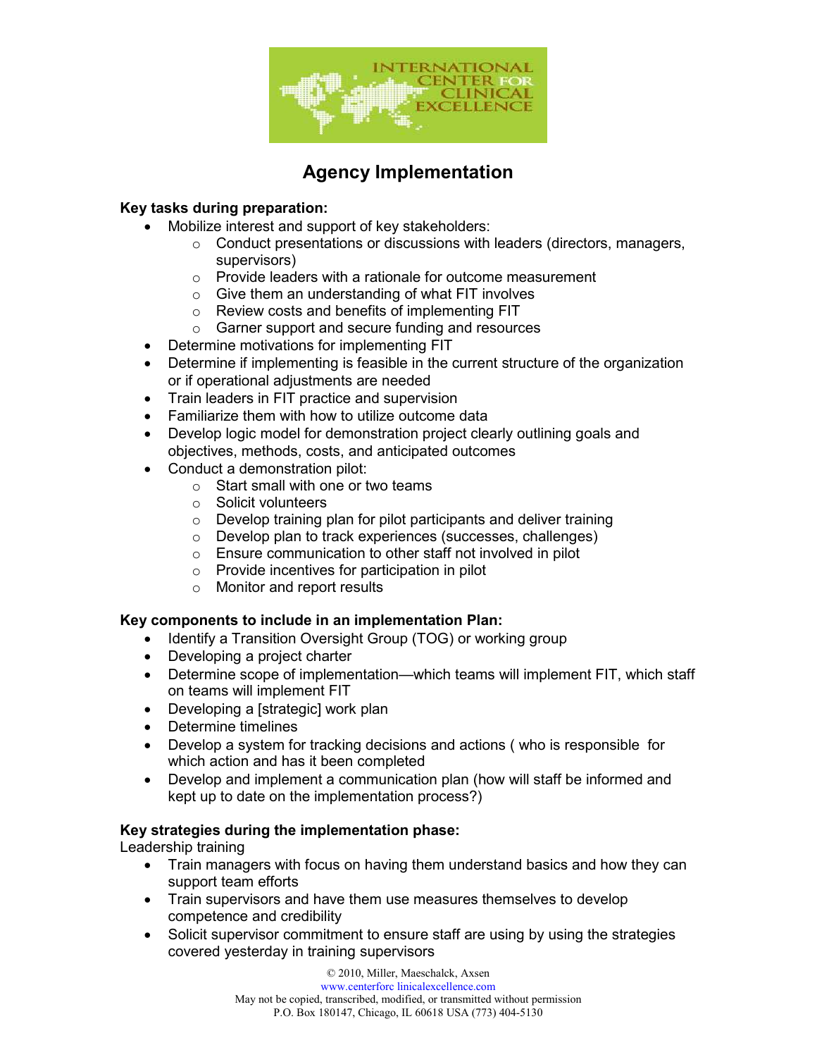# Agency Implementation

**Key tasks during preparation:**

- Mobilize interest and support of key stakeholders:
  - Conduct presentations or discussions with leaders (directors, managers, supervisors)
  - Provide leaders with a rationale for outcome measurement
  - Give them an understanding of what FIT involves
  - Review costs and benefits of implementing FIT
  - Garner support and secure funding and resources
- Determine motivations for implementing FIT
- Determine if implementing is feasible in the current structure of the organization or if operational adjustments are needed
- Train leaders in FIT practice and supervision
- Familiarize them with how to utilize outcome data
- Develop logic model for demonstration project clearly outlining goals and objectives, methods, costs, and anticipated outcomes
- Conduct a demonstration pilot:
  - Start small with one or two teams
  - Solicit volunteers
  - Develop training plan for pilot participants and deliver training
  - Develop plan to track experiences (successes, challenges)
  - Ensure communication to other staff not involved in pilot
  - Provide incentives for participation in pilot
  - Monitor and report results

**Key components to include in an implementation Plan:**

- Identify a Transition Oversight Group (TOG) or working group
- Developing a project charter
- Determine scope of implementation—which teams will implement FIT, which staff on teams will implement FIT
- Developing a [strategic] work plan
- Determine timelines
- Develop a system for tracking decisions and actions ( who is responsible for which action and has it been completed
- Develop and implement a communication plan (how will staff be informed and kept up to date on the implementation process?)

**Key strategies during the implementation phase:**

Leadership training

- Train managers with focus on having them understand basics and how they can support team efforts
- Train supervisors and have them use measures themselves to develop competence and credibility
- Solicit supervisor commitment to ensure staff are using by using the strategies covered yesterday in training supervisors

© 2010, Miller, Maeschalck, Axsen
www.centerforc linicalexcellence.com
May not be copied, transcribed, modified, or transmitted without permission
P.O. Box 180147, Chicago, IL 60618 USA (773) 404-5130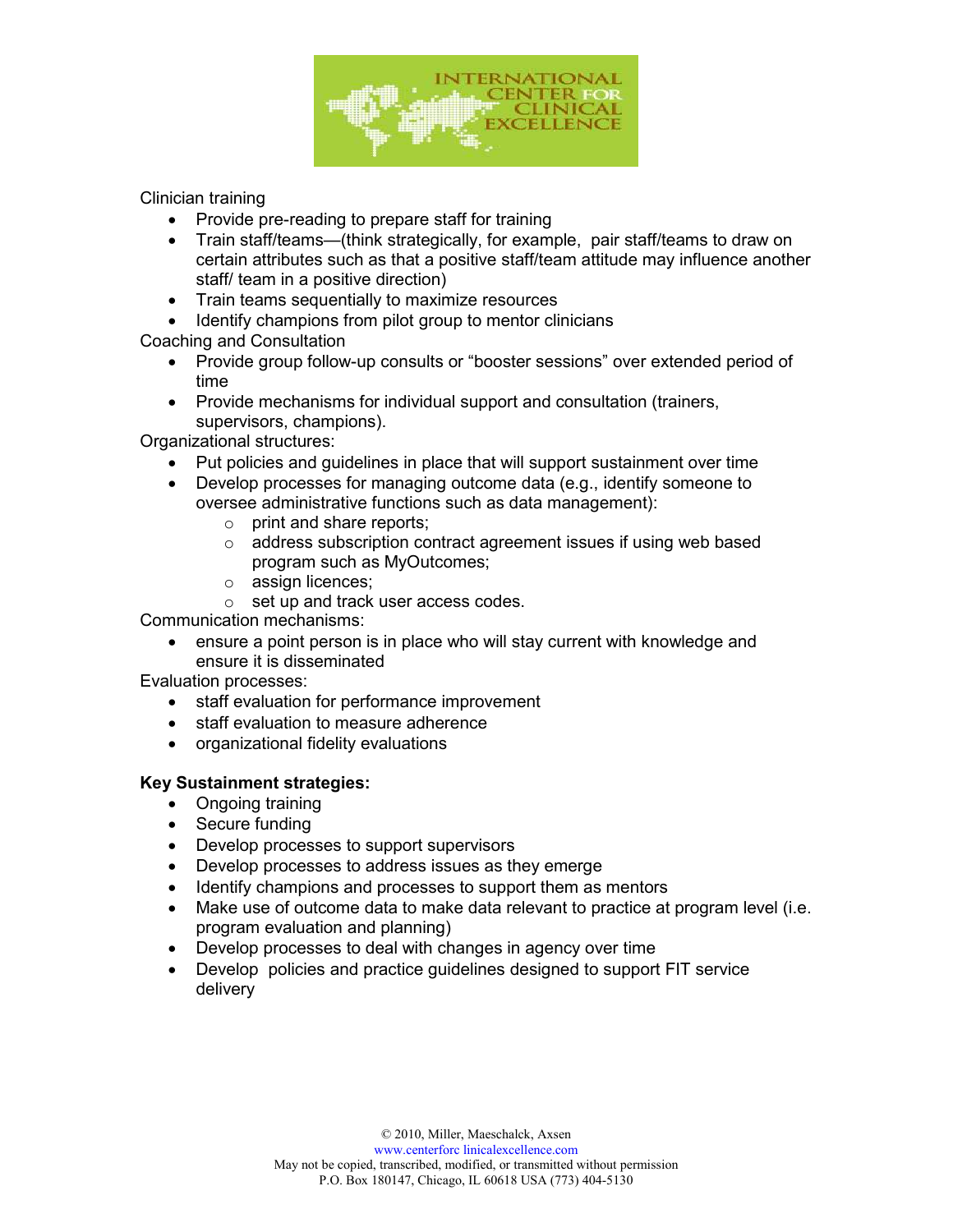Clinician training

- Provide pre-reading to prepare staff for training
- Train staff/teams—(think strategically, for example, pair staff/teams to draw on certain attributes such as that a positive staff/team attitude may influence another staff/ team in a positive direction)
- Train teams sequentially to maximize resources
- Identify champions from pilot group to mentor clinicians

Coaching and Consultation

- Provide group follow-up consults or "booster sessions" over extended period of time
- Provide mechanisms for individual support and consultation (trainers, supervisors, champions).

Organizational structures:

- Put policies and guidelines in place that will support sustainment over time
- Develop processes for managing outcome data (e.g., identify someone to oversee administrative functions such as data management):
  - print and share reports;
  - address subscription contract agreement issues if using web based program such as MyOutcomes;
  - assign licences;
  - set up and track user access codes.

Communication mechanisms:

- ensure a point person is in place who will stay current with knowledge and ensure it is disseminated

Evaluation processes:

- staff evaluation for performance improvement
- staff evaluation to measure adherence
- organizational fidelity evaluations

**Key Sustainment strategies:**

- Ongoing training
- Secure funding
- Develop processes to support supervisors
- Develop processes to address issues as they emerge
- Identify champions and processes to support them as mentors
- Make use of outcome data to make data relevant to practice at program level (i.e. program evaluation and planning)
- Develop processes to deal with changes in agency over time
- Develop policies and practice guidelines designed to support FIT service delivery